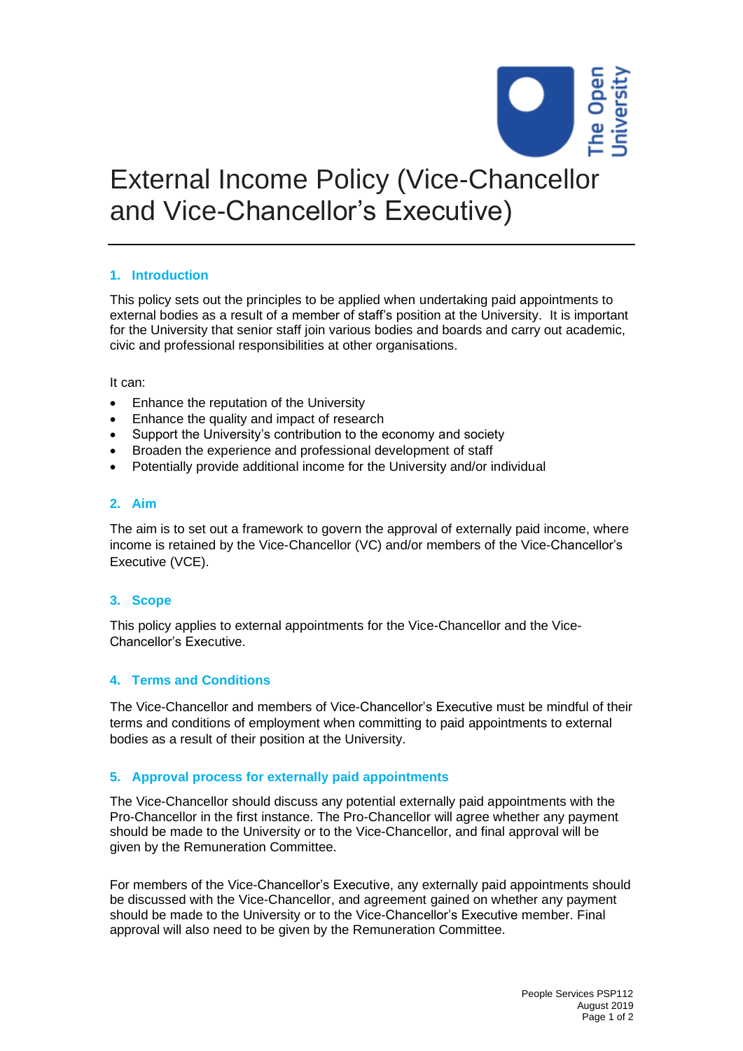# External Income Policy (Vice-Chancellor and Vice-Chancellor's Executive)

## 1. Introduction

This policy sets out the principles to be applied when undertaking paid appointments to external bodies as a result of a member of staff's position at the University. It is important for the University that senior staff join various bodies and boards and carry out academic, civic and professional responsibilities at other organisations.

It can:

- Enhance the reputation of the University
- Enhance the quality and impact of research
- Support the University's contribution to the economy and society
- Broaden the experience and professional development of staff
- Potentially provide additional income for the University and/or individual

## 2. Aim

The aim is to set out a framework to govern the approval of externally paid income, where income is retained by the Vice-Chancellor (VC) and/or members of the Vice-Chancellor's Executive (VCE).

## 3. Scope

This policy applies to external appointments for the Vice-Chancellor and the Vice-Chancellor's Executive.

## 4. Terms and Conditions

The Vice-Chancellor and members of Vice-Chancellor's Executive must be mindful of their terms and conditions of employment when committing to paid appointments to external bodies as a result of their position at the University.

## 5. Approval process for externally paid appointments

The Vice-Chancellor should discuss any potential externally paid appointments with the Pro-Chancellor in the first instance. The Pro-Chancellor will agree whether any payment should be made to the University or to the Vice-Chancellor, and final approval will be given by the Remuneration Committee.

For members of the Vice-Chancellor's Executive, any externally paid appointments should be discussed with the Vice-Chancellor, and agreement gained on whether any payment should be made to the University or to the Vice-Chancellor's Executive member. Final approval will also need to be given by the Remuneration Committee.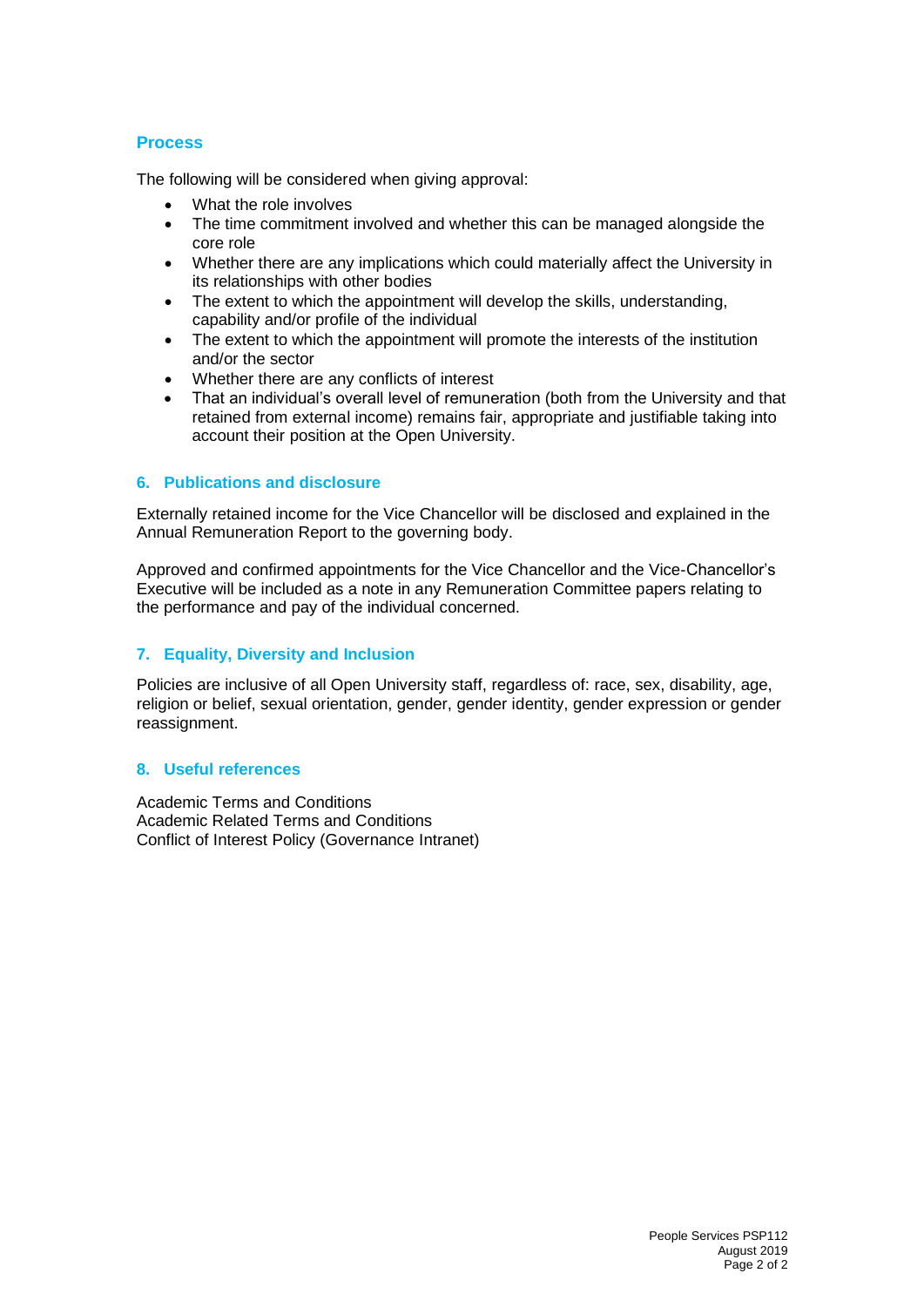### Process

The following will be considered when giving approval:

- What the role involves
- The time commitment involved and whether this can be managed alongside the core role
- Whether there are any implications which could materially affect the University in its relationships with other bodies
- The extent to which the appointment will develop the skills, understanding, capability and/or profile of the individual
- The extent to which the appointment will promote the interests of the institution and/or the sector
- Whether there are any conflicts of interest
- That an individual's overall level of remuneration (both from the University and that retained from external income) remains fair, appropriate and justifiable taking into account their position at the Open University.

## 6. Publications and disclosure

Externally retained income for the Vice Chancellor will be disclosed and explained in the Annual Remuneration Report to the governing body.

Approved and confirmed appointments for the Vice Chancellor and the Vice-Chancellor's Executive will be included as a note in any Remuneration Committee papers relating to the performance and pay of the individual concerned.

## 7. Equality, Diversity and Inclusion

Policies are inclusive of all Open University staff, regardless of: race, sex, disability, age, religion or belief, sexual orientation, gender, gender identity, gender expression or gender reassignment.

## 8. Useful references

Academic Terms and Conditions
Academic Related Terms and Conditions
Conflict of Interest Policy (Governance Intranet)